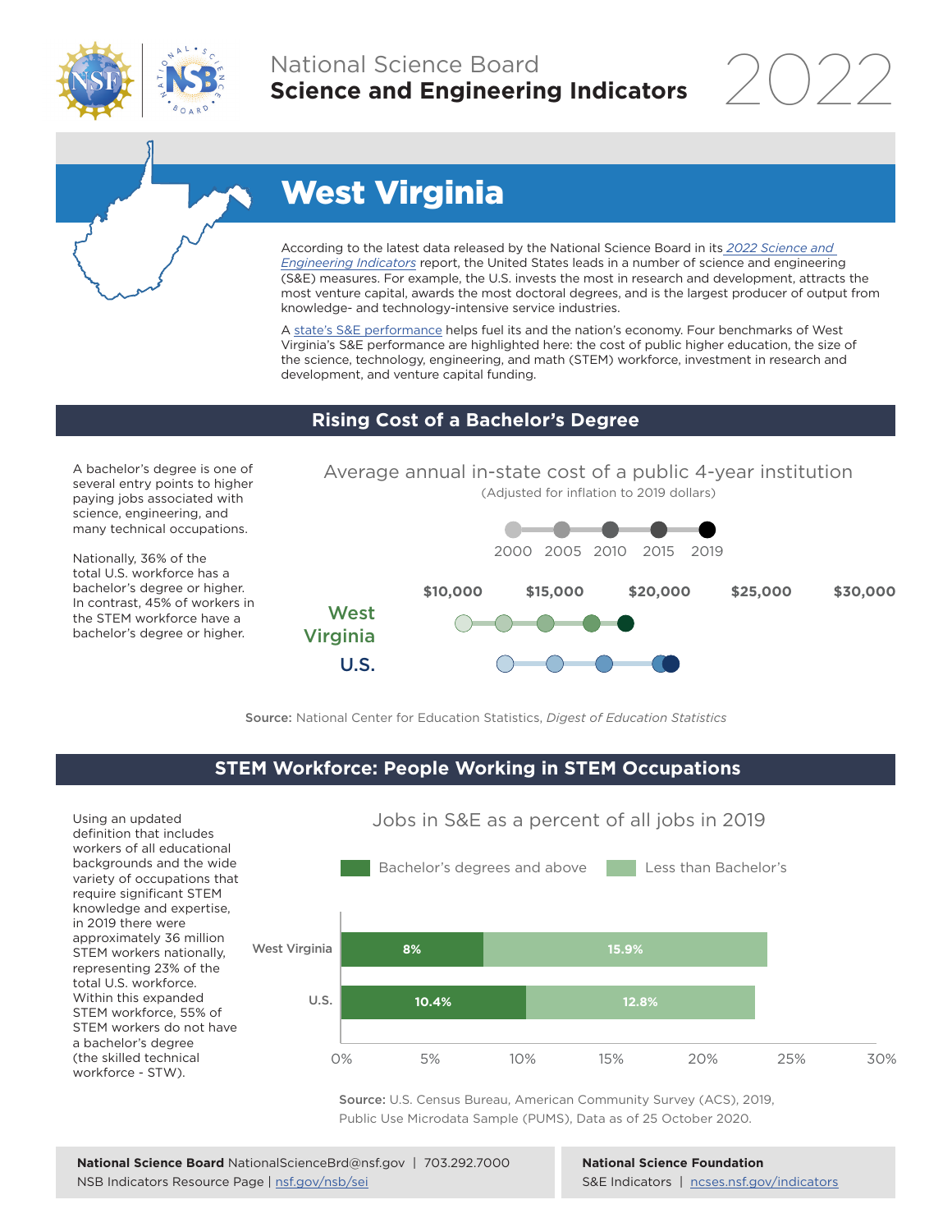National Science Board
**Science and Engineering Indicators** 2022

# West Virginia

According to the latest data released by the National Science Board in its *2022 Science and Engineering Indicators* report, the United States leads in a number of science and engineering (S&E) measures. For example, the U.S. invests the most in research and development, attracts the most venture capital, awards the most doctoral degrees, and is the largest producer of output from knowledge- and technology-intensive service industries.

A state's S&E performance helps fuel its and the nation's economy. Four benchmarks of West Virginia's S&E performance are highlighted here: the cost of public higher education, the size of the science, technology, engineering, and math (STEM) workforce, investment in research and development, and venture capital funding.

## Rising Cost of a Bachelor's Degree

A bachelor's degree is one of several entry points to higher paying jobs associated with science, engineering, and many technical occupations.

Nationally, 36% of the total U.S. workforce has a bachelor's degree or higher. In contrast, 45% of workers in the STEM workforce have a bachelor's degree or higher.

Average annual in-state cost of a public 4-year institution
(Adjusted for inflation to 2019 dollars)

2000 2005 2010 2015 2019

$10,000 $15,000 $20,000 $25,000 $30,000

West Virginia

U.S.

**Source:** National Center for Education Statistics, *Digest of Education Statistics*

## STEM Workforce: People Working in STEM Occupations

Using an updated definition that includes workers of all educational backgrounds and the wide variety of occupations that require significant STEM knowledge and expertise, in 2019 there were approximately 36 million STEM workers nationally, representing 23% of the total U.S. workforce. Within this expanded STEM workforce, 55% of STEM workers do not have a bachelor's degree (the skilled technical workforce - STW).

Jobs in S&E as a percent of all jobs in 2019

| | Bachelor's degrees and above | Less than Bachelor's |
|---|---|---|
| West Virginia | 8% | 15.9% |
| U.S. | 10.4% | 12.8% |

**Source:** U.S. Census Bureau, American Community Survey (ACS), 2019, Public Use Microdata Sample (PUMS), Data as of 25 October 2020.

**National Science Board** NationalScienceBrd@nsf.gov | 703.292.7000
NSB Indicators Resource Page | nsf.gov/nsb/sei

**National Science Foundation**
S&E Indicators | ncses.nsf.gov/indicators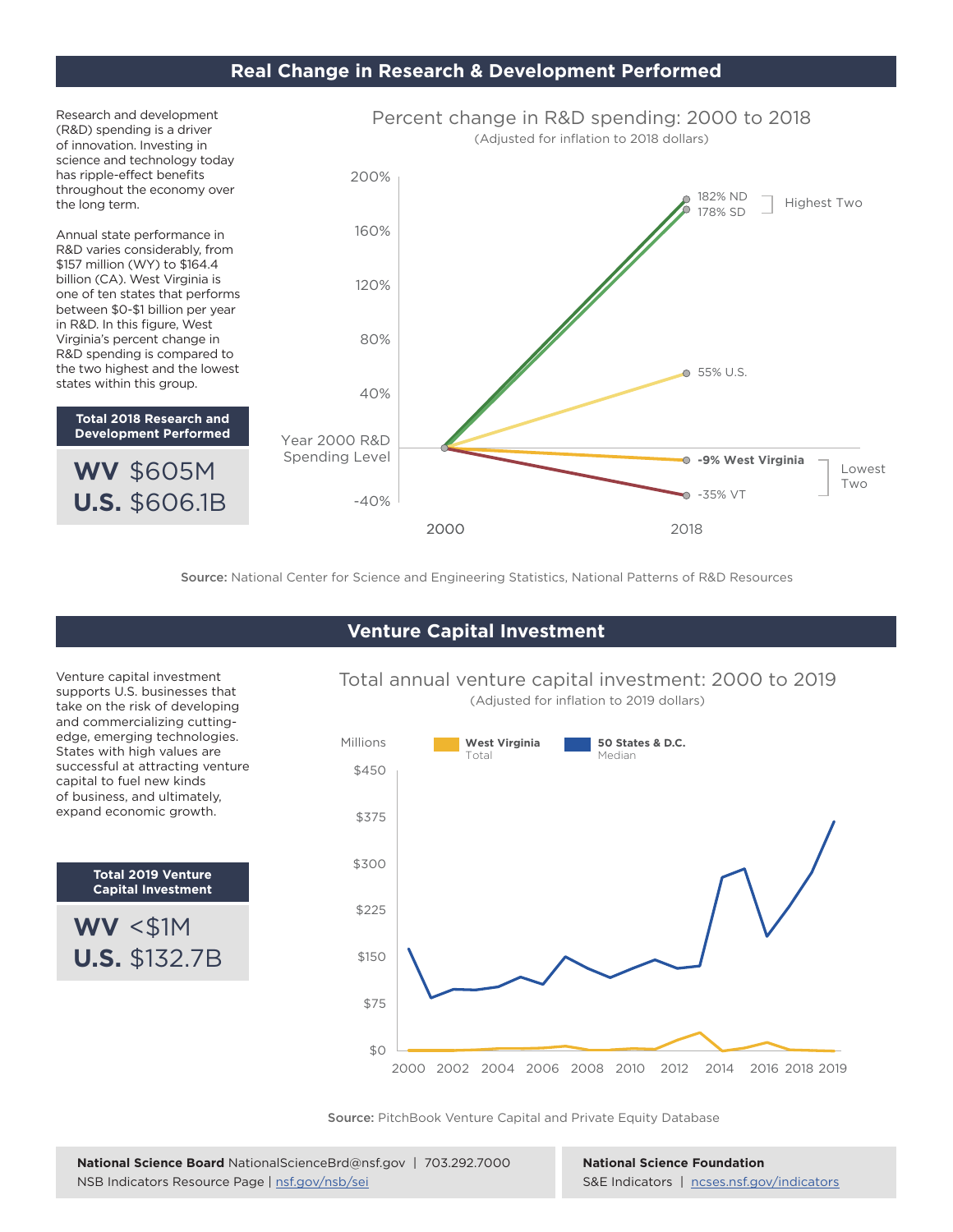## Real Change in Research & Development Performed

Research and development (R&D) spending is a driver of innovation. Investing in science and technology today has ripple-effect benefits throughout the economy over the long term.

Annual state performance in R&D varies considerably, from $157 million (WY) to $164.4 billion (CA). West Virginia is one of ten states that performs between $0-$1 billion per year in R&D. In this figure, West Virginia's percent change in R&D spending is compared to the two highest and the lowest states within this group.

**Total 2018 Research and Development Performed**

**WV** $605M
**U.S.** $606.1B

Percent change in R&D spending: 2000 to 2018
(Adjusted for inflation to 2018 dollars)

200%
160%
120%
80%
40%
Year 2000 R&D Spending Level
-40%

2000
2018

182% ND
178% SD
Highest Two

55% U.S.

**-9% West Virginia**
-35% VT
Lowest Two

**Source:** National Center for Science and Engineering Statistics, National Patterns of R&D Resources

## Venture Capital Investment

Venture capital investment supports U.S. businesses that take on the risk of developing and commercializing cutting-edge, emerging technologies. States with high values are successful at attracting venture capital to fuel new kinds of business, and ultimately, expand economic growth.

**Total 2019 Venture Capital Investment**

**WV** <$1M
**U.S.** $132.7B

Total annual venture capital investment: 2000 to 2019
(Adjusted for inflation to 2019 dollars)

Millions
**West Virginia** Total
**50 States & D.C.** Median

$450
$375
$300
$225
$150
$75
$0

2000 2002 2004 2006 2008 2010 2012 2014 2016 2018 2019

**Source:** PitchBook Venture Capital and Private Equity Database

**National Science Board** NationalScienceBrd@nsf.gov | 703.292.7000
NSB Indicators Resource Page | nsf.gov/nsb/sei

**National Science Foundation**
S&E Indicators | ncses.nsf.gov/indicators